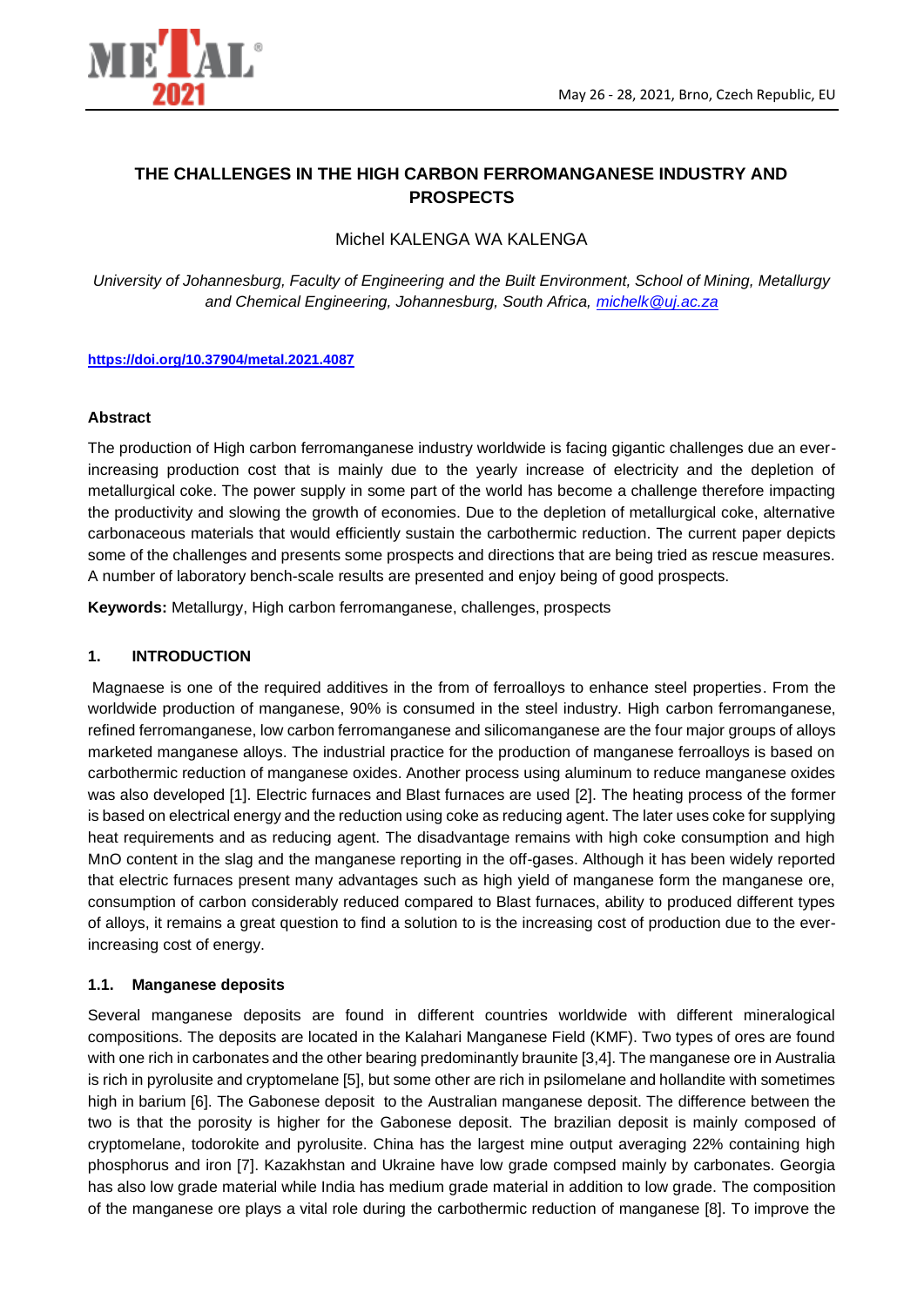# THE CHALLENGES IN THE HIGH CARBON FERROMANGANESE INDUSTRY AND PROSPECTS

Michel KALENGA WA KALENGA

*University of Johannesburg, Faculty of Engineering and the Built Environment, School of Mining, Metallurgy and Chemical Engineering, Johannesburg, South Africa, michelk@uj.ac.za*

**https://doi.org/10.37904/metal.2021.4087**

#### Abstract

The production of High carbon ferromanganese industry worldwide is facing gigantic challenges due an ever-increasing production cost that is mainly due to the yearly increase of electricity and the depletion of metallurgical coke. The power supply in some part of the world has become a challenge therefore impacting the productivity and slowing the growth of economies. Due to the depletion of metallurgical coke, alternative carbonaceous materials that would efficiently sustain the carbothermic reduction. The current paper depicts some of the challenges and presents some prospects and directions that are being tried as rescue measures. A number of laboratory bench-scale results are presented and enjoy being of good prospects.

**Keywords:** Metallurgy, High carbon ferromanganese, challenges, prospects

## 1. INTRODUCTION

Magnaese is one of the required additives in the from of ferroalloys to enhance steel properties. From the worldwide production of manganese, 90% is consumed in the steel industry. High carbon ferromanganese, refined ferromanganese, low carbon ferromanganese and silicomanganese are the four major groups of alloys marketed manganese alloys. The industrial practice for the production of manganese ferroalloys is based on carbothermic reduction of manganese oxides. Another process using aluminum to reduce manganese oxides was also developed [1]. Electric furnaces and Blast furnaces are used [2]. The heating process of the former is based on electrical energy and the reduction using coke as reducing agent. The later uses coke for supplying heat requirements and as reducing agent. The disadvantage remains with high coke consumption and high MnO content in the slag and the manganese reporting in the off-gases. Although it has been widely reported that electric furnaces present many advantages such as high yield of manganese form the manganese ore, consumption of carbon considerably reduced compared to Blast furnaces, ability to produced different types of alloys, it remains a great question to find a solution to is the increasing cost of production due to the ever-increasing cost of energy.

### 1.1. Manganese deposits

Several manganese deposits are found in different countries worldwide with different mineralogical compositions. The deposits are located in the Kalahari Manganese Field (KMF). Two types of ores are found with one rich in carbonates and the other bearing predominantly braunite [3,4]. The manganese ore in Australia is rich in pyrolusite and cryptomelane [5], but some other are rich in psilomelane and hollandite with sometimes high in barium [6]. The Gabonese deposit to the Australian manganese deposit. The difference between the two is that the porosity is higher for the Gabonese deposit. The brazilian deposit is mainly composed of cryptomelane, todorokite and pyrolusite. China has the largest mine output averaging 22% containing high phosphorus and iron [7]. Kazakhstan and Ukraine have low grade compsed mainly by carbonates. Georgia has also low grade material while India has medium grade material in addition to low grade. The composition of the manganese ore plays a vital role during the carbothermic reduction of manganese [8]. To improve the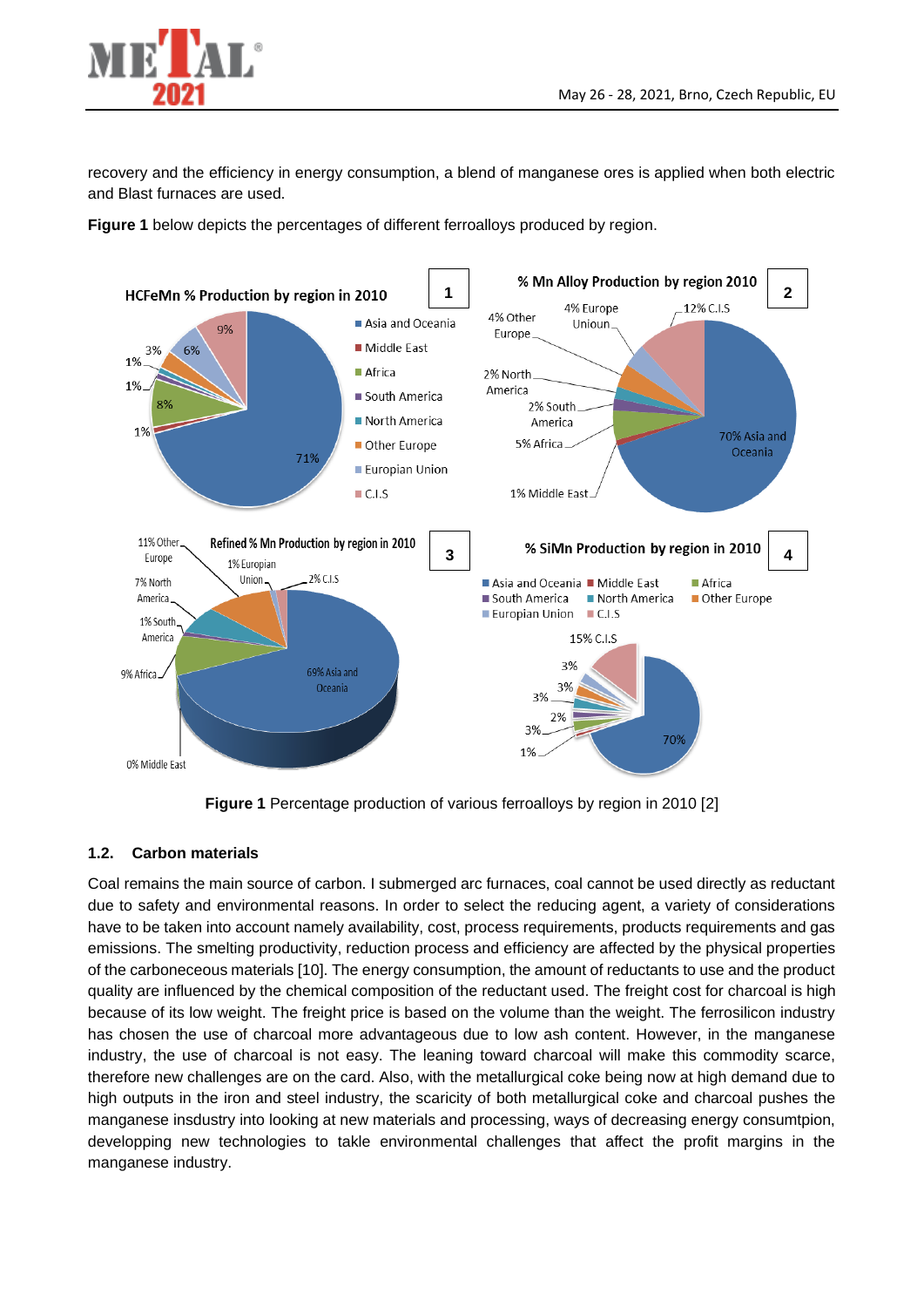recovery and the efficiency in energy consumption, a blend of manganese ores is applied when both electric and Blast furnaces are used.

**Figure 1** below depicts the percentages of different ferroalloys produced by region.

**Figure 1** Percentage production of various ferroalloys by region in 2010 [2]

### 1.2. Carbon materials

Coal remains the main source of carbon. I submerged arc furnaces, coal cannot be used directly as reductant due to safety and environmental reasons. In order to select the reducing agent, a variety of considerations have to be taken into account namely availability, cost, process requirements, products requirements and gas emissions. The smelting productivity, reduction process and efficiency are affected by the physical properties of the carboneceous materials [10]. The energy consumption, the amount of reductants to use and the product quality are influenced by the chemical composition of the reductant used. The freight cost for charcoal is high because of its low weight. The freight price is based on the volume than the weight. The ferrosilicon industry has chosen the use of charcoal more advantageous due to low ash content. However, in the manganese industry, the use of charcoal is not easy. The leaning toward charcoal will make this commodity scarce, therefore new challenges are on the card. Also, with the metallurgical coke being now at high demand due to high outputs in the iron and steel industry, the scaricity of both metallurgical coke and charcoal pushes the manganese insdustry into looking at new materials and processing, ways of decreasing energy consumtpion, developping new technologies to takle environmental challenges that affect the profit margins in the manganese industry.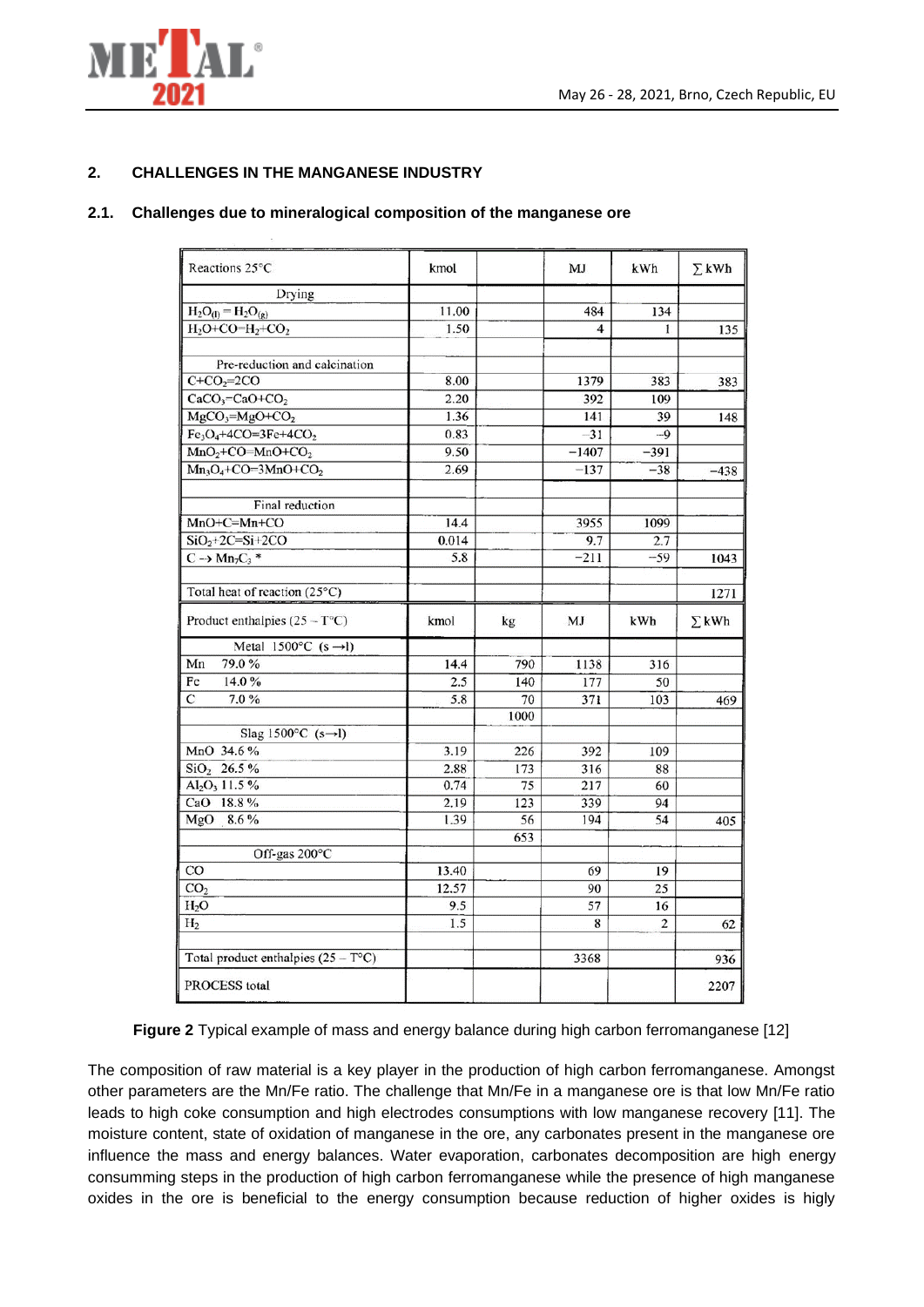## 2. CHALLENGES IN THE MANGANESE INDUSTRY

### 2.1. Challenges due to mineralogical composition of the manganese ore

| Reactions 25°C | kmol | | MJ | kWh | ∑ kWh |
|---|---|---|---|---|---|
| Drying | | | | | |
| $H_2O_{(l)} = H_2O_{(g)}$ | 11.00 | | 484 | 134 | |
| $H_2O+CO=H_2+CO_2$ | 1.50 | | 4 | 1 | 135 |
| | | | | | |
| Pre-reduction and calcination | | | | | |
| $C+CO_2=2CO$ | 8.00 | | 1379 | 383 | 383 |
| $CaCO_3=CaO+CO_2$ | 2.20 | | 392 | 109 | |
| $MgCO_3=MgO+CO_2$ | 1.36 | | 141 | 39 | 148 |
| $Fe_3O_4+4CO=3Fe+4CO_2$ | 0.83 | | −31 | −9 | |
| $MnO_2+CO=MnO+CO_2$ | 9.50 | | −1407 | −391 | |
| $Mn_3O_4+CO=3MnO+CO_2$ | 2.69 | | −137 | −38 | −438 |
| | | | | | |
| Final reduction | | | | | |
| $MnO+C=Mn+CO$ | 14.4 | | 3955 | 1099 | |
| $SiO_2+2C=Si+2CO$ | 0.014 | | 9.7 | 2.7 | |
| $C \rightarrow Mn_7C_3$ * | 5.8 | | −211 | −59 | 1043 |
| | | | | | |
| Total heat of reaction (25°C) | | | | | 1271 |
| Product enthalpies (25 − T°C) | kmol | kg | MJ | kWh | ∑ kWh |
| Metal 1500°C (s →l) | | | | | |
| Mn 79.0 % | 14.4 | 790 | 1138 | 316 | |
| Fe 14.0 % | 2.5 | 140 | 177 | 50 | |
| C 7.0 % | 5.8 | 70 | 371 | 103 | 469 |
| | | 1000 | | | |
| Slag 1500°C (s→l) | | | | | |
| MnO 34.6 % | 3.19 | 226 | 392 | 109 | |
| $SiO_2$ 26.5 % | 2.88 | 173 | 316 | 88 | |
| $Al_2O_3$ 11.5 % | 0.74 | 75 | 217 | 60 | |
| CaO 18.8 % | 2.19 | 123 | 339 | 94 | |
| MgO 8.6 % | 1.39 | 56 | 194 | 54 | 405 |
| | | 653 | | | |
| Off-gas 200°C | | | | | |
| CO | 13.40 | | 69 | 19 | |
| $CO_2$ | 12.57 | | 90 | 25 | |
| $H_2O$ | 9.5 | | 57 | 16 | |
| $H_2$ | 1.5 | | 8 | 2 | 62 |
| | | | | | |
| Total product enthalpies (25 − T°C) | | | 3368 | | 936 |
| PROCESS total | | | | | 2207 |

**Figure 2** Typical example of mass and energy balance during high carbon ferromanganese [12]

The composition of raw material is a key player in the production of high carbon ferromanganese. Amongst other parameters are the Mn/Fe ratio. The challenge that Mn/Fe in a manganese ore is that low Mn/Fe ratio leads to high coke consumption and high electrodes consumptions with low manganese recovery [11]. The moisture content, state of oxidation of manganese in the ore, any carbonates present in the manganese ore influence the mass and energy balances. Water evaporation, carbonates decomposition are high energy consumming steps in the production of high carbon ferromanganese while the presence of high manganese oxides in the ore is beneficial to the energy consumption because reduction of higher oxides is higly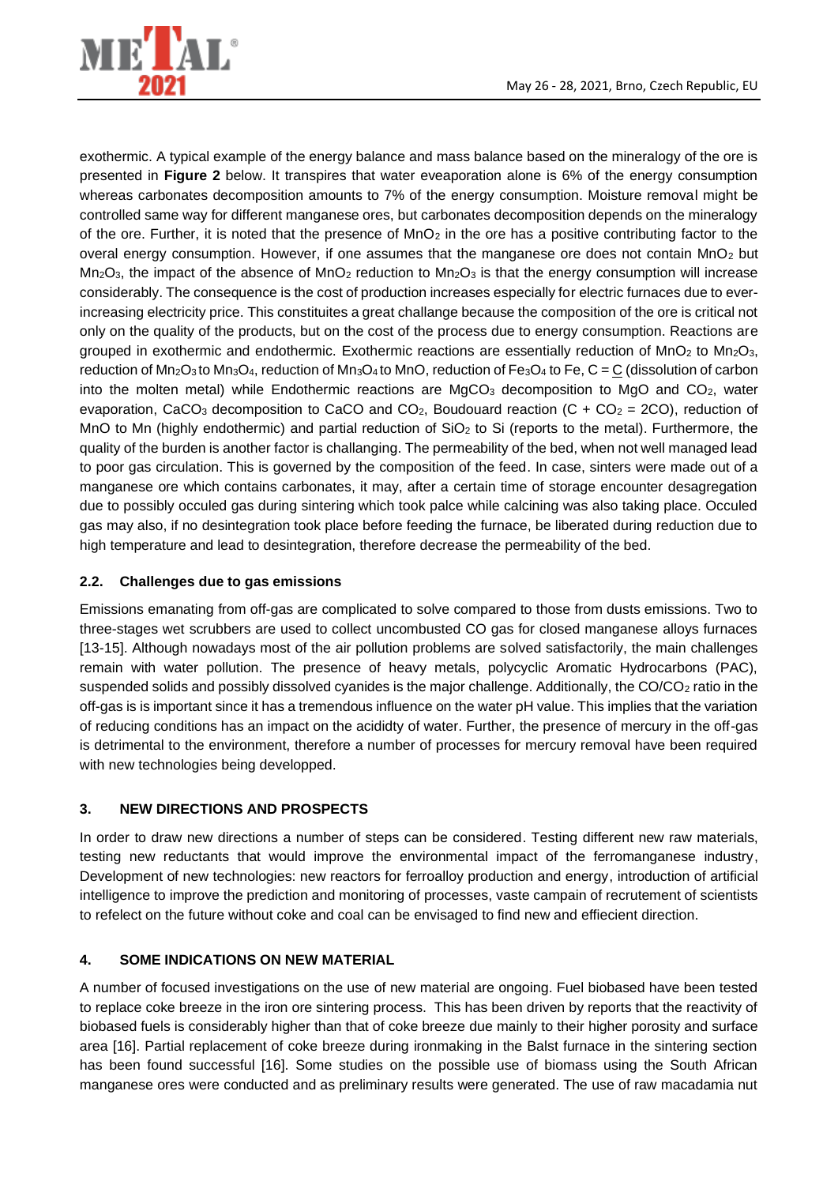exothermic. A typical example of the energy balance and mass balance based on the mineralogy of the ore is presented in **Figure 2** below. It transpires that water eveaporation alone is 6% of the energy consumption whereas carbonates decomposition amounts to 7% of the energy consumption. Moisture removal might be controlled same way for different manganese ores, but carbonates decomposition depends on the mineralogy of the ore. Further, it is noted that the presence of $MnO_2$ in the ore has a positive contributing factor to the overal energy consumption. However, if one assumes that the manganese ore does not contain $MnO_2$ but $Mn_2O_3$, the impact of the absence of $MnO_2$ reduction to $Mn_2O_3$ is that the energy consumption will increase considerably. The consequence is the cost of production increases especially for electric furnaces due to ever-increasing electricity price. This constituites a great challange because the composition of the ore is critical not only on the quality of the products, but on the cost of the process due to energy consumption. Reactions are grouped in exothermic and endothermic. Exothermic reactions are essentially reduction of $MnO_2$ to $Mn_2O_3$, reduction of $Mn_2O_3$ to $Mn_3O_4$, reduction of $Mn_3O_4$ to MnO, reduction of $Fe_3O_4$ to Fe, C = $\underline{C}$ (dissolution of carbon into the molten metal) while Endothermic reactions are $MgCO_3$ decomposition to MgO and $CO_2$, water evaporation, $CaCO_3$ decomposition to CaCO and $CO_2$, Boudouard reaction ($C + CO_2 = 2CO$), reduction of MnO to Mn (highly endothermic) and partial reduction of $SiO_2$ to Si (reports to the metal). Furthermore, the quality of the burden is challanging. The permeability of the bed, when not well managed lead to poor gas circulation. This is governed by the composition of the feed. In case, sinters were made out of a manganese ore which contains carbonates, it may, after a certain time of storage encounter desagregation due to possibly occuled gas during sintering which took palce while calcining was also taking place. Occuled gas may also, if no desintegration took place before feeding the furnace, be liberated during reduction due to high temperature and lead to desintegration, therefore decrease the permeability of the bed.

### 2.2. Challenges due to gas emissions

Emissions emanating from off-gas are complicated to solve compared to those from dusts emissions. Two to three-stages wet scrubbers are used to collect uncombusted CO gas for closed manganese alloys furnaces [13-15]. Although nowadays most of the air pollution problems are solved satisfactorily, the main challenges remain with water pollution. The presence of heavy metals, polycyclic Aromatic Hydrocarbons (PAC), suspended solids and possibly dissolved cyanides is the major challenge. Additionally, the $CO/CO_2$ ratio in the off-gas is is important since it has a tremendous influence on the water pH value. This implies that the variation of reducing conditions has an impact on the acididty of water. Further, the presence of mercury in the off-gas is detrimental to the environment, therefore a number of processes for mercury removal have been required with new technologies being developped.

## 3. NEW DIRECTIONS AND PROSPECTS

In order to draw new directions a number of steps can be considered. Testing different new raw materials, testing new reductants that would improve the environmental impact of the ferromanganese industry, Development of new technologies: new reactors for ferroalloy production and energy, introduction of artificial intelligence to improve the prediction and monitoring of processes, vaste campain of recrutement of scientists to refelect on the future without coke and coal can be envisaged to find new and effiecient direction.

## 4. SOME INDICATIONS ON NEW MATERIAL

A number of focused investigations on the use of new material are ongoing. Fuel biobased have been tested to replace coke breeze in the iron ore sintering process. This has been driven by reports that the reactivity of biobased fuels is considerably higher than that of coke breeze due mainly to their higher porosity and surface area [16]. Partial replacement of coke breeze during ironmaking in the Balst furnace in the sintering section has been found successful [16]. Some studies on the possible use of biomass using the South African manganese ores were conducted and as preliminary results were generated. The use of raw macadamia nut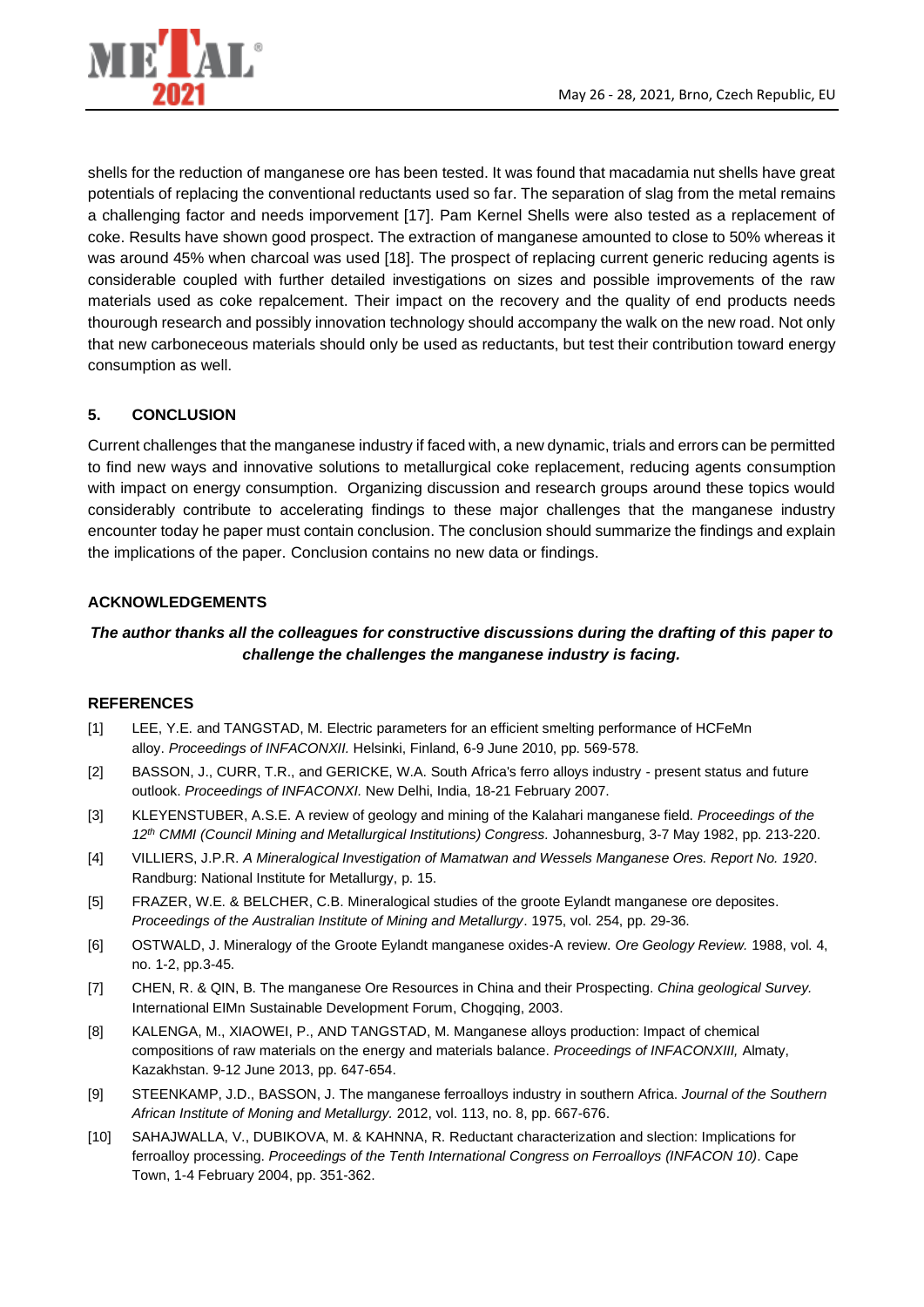shells for the reduction of manganese ore has been tested. It was found that macadamia nut shells have great potentials of replacing the conventional reductants used so far. The separation of slag from the metal remains a challenging factor and needs imporvement [17]. Pam Kernel Shells were also tested as a replacement of coke. Results have shown good prospect. The extraction of manganese amounted to close to 50% whereas it was around 45% when charcoal was used [18]. The prospect of replacing current generic reducing agents is considerable coupled with further detailed investigations on sizes and possible improvements of the raw materials used as coke repalcement. Their impact on the recovery and the quality of end products needs thourough research and possibly innovation technology should accompany the walk on the new road. Not only that new carboneceous materials should only be used as reductants, but test their contribution toward energy consumption as well.

## 5. CONCLUSION

Current challenges that the manganese industry if faced with, a new dynamic, trials and errors can be permitted to find new ways and innovative solutions to metallurgical coke replacement, reducing agents consumption with impact on energy consumption. Organizing discussion and research groups around these topics would considerably contribute to accelerating findings to these major challenges that the manganese industry encounter today he paper must contain conclusion. The conclusion should summarize the findings and explain the implications of the paper. Conclusion contains no new data or findings.

## ACKNOWLEDGEMENTS

***The author thanks all the colleagues for constructive discussions during the drafting of this paper to challenge the challenges the manganese industry is facing.***

## REFERENCES

[1] LEE, Y.E. and TANGSTAD, M. Electric parameters for an efficient smelting performance of HCFeMn alloy. *Proceedings of INFACONXII.* Helsinki, Finland, 6-9 June 2010, pp. 569-578.

[2] BASSON, J., CURR, T.R., and GERICKE, W.A. South Africa's ferro alloys industry - present status and future outlook. *Proceedings of INFACONXI.* New Delhi, India, 18-21 February 2007.

[3] KLEYENSTUBER, A.S.E. A review of geology and mining of the Kalahari manganese field. *Proceedings of the 12th CMMI (Council Mining and Metallurgical Institutions) Congress.* Johannesburg, 3-7 May 1982, pp. 213-220.

[4] VILLIERS, J.P.R. *A Mineralogical Investigation of Mamatwan and Wessels Manganese Ores. Report No. 1920*. Randburg: National Institute for Metallurgy, p. 15.

[5] FRAZER, W.E. & BELCHER, C.B. Mineralogical studies of the groote Eylandt manganese ore deposites. *Proceedings of the Australian Institute of Mining and Metallurgy*. 1975, vol. 254, pp. 29-36.

[6] OSTWALD, J. Mineralogy of the Groote Eylandt manganese oxides-A review. *Ore Geology Review.* 1988, vol. 4, no. 1-2, pp.3-45.

[7] CHEN, R. & QIN, B. The manganese Ore Resources in China and their Prospecting. *China geological Survey.* International EIMn Sustainable Development Forum, Chogqing, 2003.

[8] KALENGA, M., XIAOWEI, P., AND TANGSTAD, M. Manganese alloys production: Impact of chemical compositions of raw materials on the energy and materials balance. *Proceedings of INFACONXIII,* Almaty, Kazakhstan. 9-12 June 2013, pp. 647-654.

[9] STEENKAMP, J.D., BASSON, J. The manganese ferroalloys industry in southern Africa. *Journal of the Southern African Institute of Moning and Metallurgy.* 2012, vol. 113, no. 8, pp. 667-676.

[10] SAHAJWALLA, V., DUBIKOVA, M. & KAHNNA, R. Reductant characterization and slection: Implications for ferroalloy processing. *Proceedings of the Tenth International Congress on Ferroalloys (INFACON 10)*. Cape Town, 1-4 February 2004, pp. 351-362.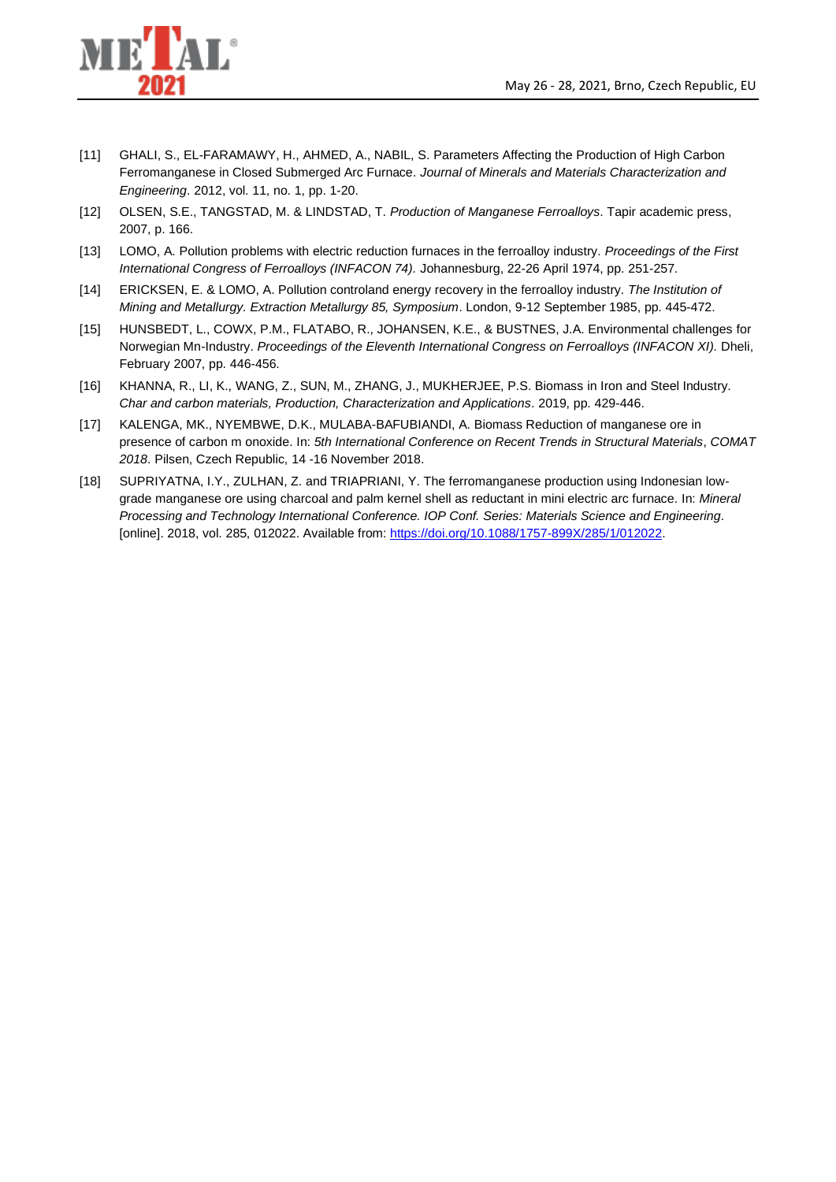[11] GHALI, S., EL-FARAMAWY, H., AHMED, A., NABIL, S. Parameters Affecting the Production of High Carbon Ferromanganese in Closed Submerged Arc Furnace. *Journal of Minerals and Materials Characterization and Engineering*. 2012, vol. 11, no. 1, pp. 1-20.

[12] OLSEN, S.E., TANGSTAD, M. & LINDSTAD, T. *Production of Manganese Ferroalloys*. Tapir academic press, 2007, p. 166.

[13] LOMO, A. Pollution problems with electric reduction furnaces in the ferroalloy industry. *Proceedings of the First International Congress of Ferroalloys (INFACON 74)*. Johannesburg, 22-26 April 1974, pp. 251-257.

[14] ERICKSEN, E. & LOMO, A. Pollution controland energy recovery in the ferroalloy industry. *The Institution of Mining and Metallurgy. Extraction Metallurgy 85, Symposium*. London, 9-12 September 1985, pp. 445-472.

[15] HUNSBEDT, L., COWX, P.M., FLATABO, R., JOHANSEN, K.E., & BUSTNES, J.A. Environmental challenges for Norwegian Mn-Industry. *Proceedings of the Eleventh International Congress on Ferroalloys (INFACON XI).* Dheli, February 2007, pp. 446-456.

[16] KHANNA, R., LI, K., WANG, Z., SUN, M., ZHANG, J., MUKHERJEE, P.S. Biomass in Iron and Steel Industry. *Char and carbon materials, Production, Characterization and Applications*. 2019, pp. 429-446.

[17] KALENGA, MK., NYEMBWE, D.K., MULABA-BAFUBIANDI, A. Biomass Reduction of manganese ore in presence of carbon m onoxide. In: *5th International Conference on Recent Trends in Structural Materials*, *COMAT 2018*. Pilsen, Czech Republic, 14 -16 November 2018.

[18] SUPRIYATNA, I.Y., ZULHAN, Z. and TRIAPRIANI, Y. The ferromanganese production using Indonesian low-grade manganese ore using charcoal and palm kernel shell as reductant in mini electric arc furnace. In: *Mineral Processing and Technology International Conference. IOP Conf. Series: Materials Science and Engineering*. [online]. 2018, vol. 285, 012022. Available from: https://doi.org/10.1088/1757-899X/285/1/012022.